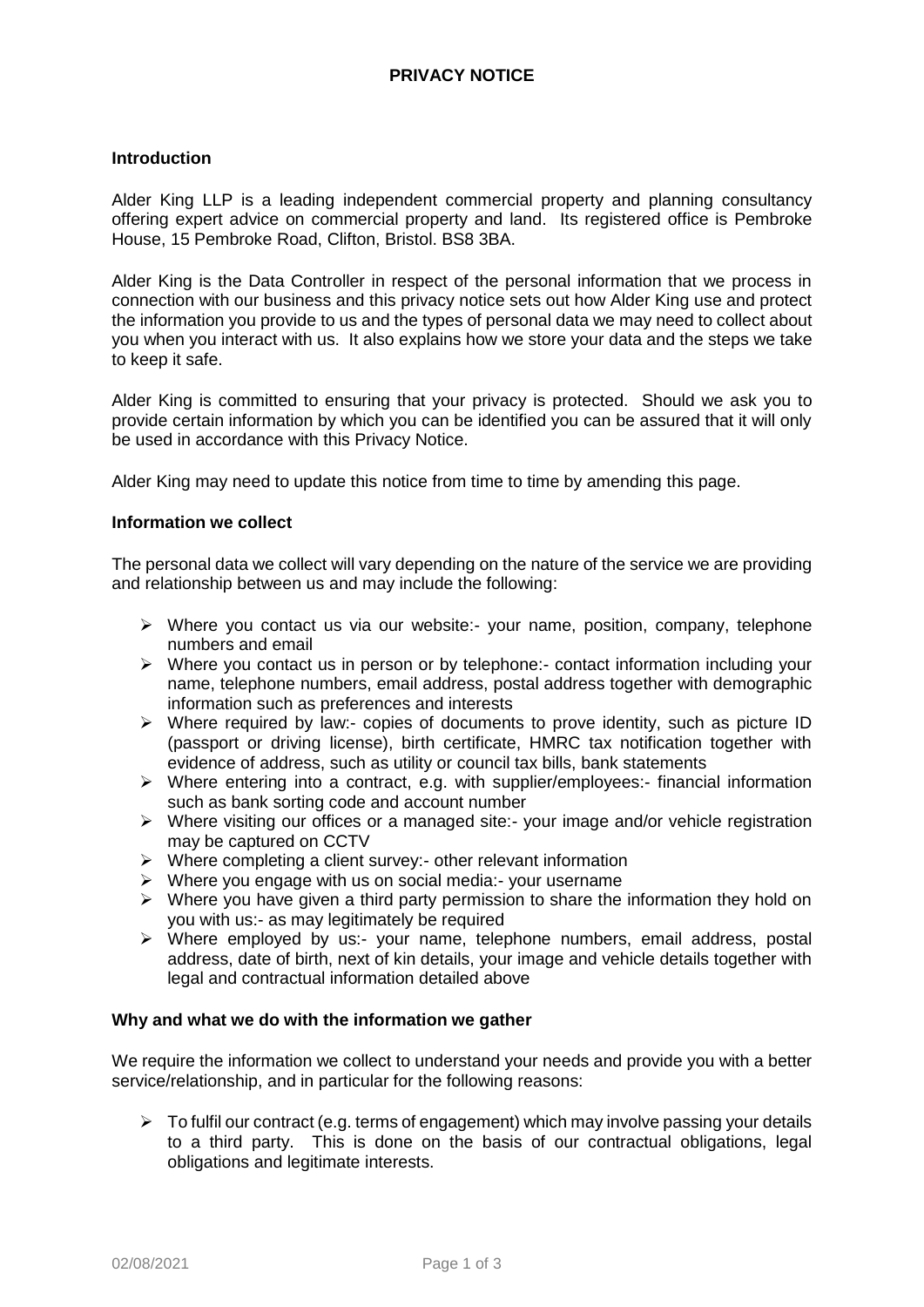# PRIVACY NOTICE

## Introduction

Alder King LLP is a leading independent commercial property and planning consultancy offering expert advice on commercial property and land. Its registered office is Pembroke House, 15 Pembroke Road, Clifton, Bristol. BS8 3BA.

Alder King is the Data Controller in respect of the personal information that we process in connection with our business and this privacy notice sets out how Alder King use and protect the information you provide to us and the types of personal data we may need to collect about you when you interact with us. It also explains how we store your data and the steps we take to keep it safe.

Alder King is committed to ensuring that your privacy is protected. Should we ask you to provide certain information by which you can be identified you can be assured that it will only be used in accordance with this Privacy Notice.

Alder King may need to update this notice from time to time by amending this page.

## Information we collect

The personal data we collect will vary depending on the nature of the service we are providing and relationship between us and may include the following:

- Where you contact us via our website:- your name, position, company, telephone numbers and email
- Where you contact us in person or by telephone:- contact information including your name, telephone numbers, email address, postal address together with demographic information such as preferences and interests
- Where required by law:- copies of documents to prove identity, such as picture ID (passport or driving license), birth certificate, HMRC tax notification together with evidence of address, such as utility or council tax bills, bank statements
- Where entering into a contract, e.g. with supplier/employees:- financial information such as bank sorting code and account number
- Where visiting our offices or a managed site:- your image and/or vehicle registration may be captured on CCTV
- Where completing a client survey:- other relevant information
- Where you engage with us on social media:- your username
- Where you have given a third party permission to share the information they hold on you with us:- as may legitimately be required
- Where employed by us:- your name, telephone numbers, email address, postal address, date of birth, next of kin details, your image and vehicle details together with legal and contractual information detailed above

## Why and what we do with the information we gather

We require the information we collect to understand your needs and provide you with a better service/relationship, and in particular for the following reasons:

- To fulfil our contract (e.g. terms of engagement) which may involve passing your details to a third party. This is done on the basis of our contractual obligations, legal obligations and legitimate interests.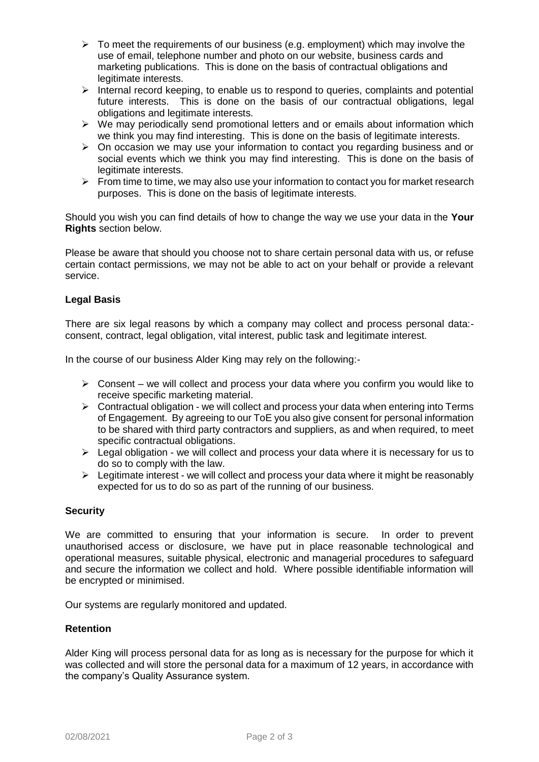- To meet the requirements of our business (e.g. employment) which may involve the use of email, telephone number and photo on our website, business cards and marketing publications. This is done on the basis of contractual obligations and legitimate interests.
- Internal record keeping, to enable us to respond to queries, complaints and potential future interests. This is done on the basis of our contractual obligations, legal obligations and legitimate interests.
- We may periodically send promotional letters and or emails about information which we think you may find interesting. This is done on the basis of legitimate interests.
- On occasion we may use your information to contact you regarding business and or social events which we think you may find interesting. This is done on the basis of legitimate interests.
- From time to time, we may also use your information to contact you for market research purposes. This is done on the basis of legitimate interests.

Should you wish you can find details of how to change the way we use your data in the **Your Rights** section below.

Please be aware that should you choose not to share certain personal data with us, or refuse certain contact permissions, we may not be able to act on your behalf or provide a relevant service.

**Legal Basis**

There are six legal reasons by which a company may collect and process personal data:- consent, contract, legal obligation, vital interest, public task and legitimate interest.

In the course of our business Alder King may rely on the following:-

- Consent – we will collect and process your data where you confirm you would like to receive specific marketing material.
- Contractual obligation - we will collect and process your data when entering into Terms of Engagement. By agreeing to our ToE you also give consent for personal information to be shared with third party contractors and suppliers, as and when required, to meet specific contractual obligations.
- Legal obligation - we will collect and process your data where it is necessary for us to do so to comply with the law.
- Legitimate interest - we will collect and process your data where it might be reasonably expected for us to do so as part of the running of our business.

**Security**

We are committed to ensuring that your information is secure. In order to prevent unauthorised access or disclosure, we have put in place reasonable technological and operational measures, suitable physical, electronic and managerial procedures to safeguard and secure the information we collect and hold. Where possible identifiable information will be encrypted or minimised.

Our systems are regularly monitored and updated.

**Retention**

Alder King will process personal data for as long as is necessary for the purpose for which it was collected and will store the personal data for a maximum of 12 years, in accordance with the company's Quality Assurance system.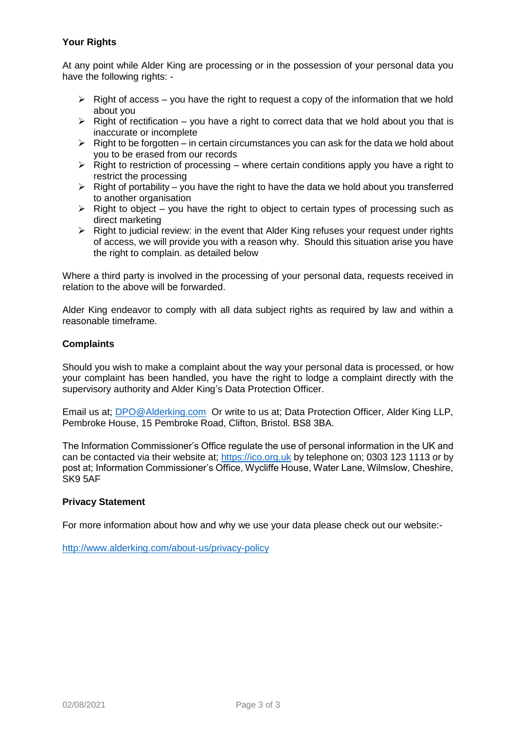**Your Rights**

At any point while Alder King are processing or in the possession of your personal data you have the following rights: -

- Right of access – you have the right to request a copy of the information that we hold about you
- Right of rectification – you have a right to correct data that we hold about you that is inaccurate or incomplete
- Right to be forgotten – in certain circumstances you can ask for the data we hold about you to be erased from our records
- Right to restriction of processing – where certain conditions apply you have a right to restrict the processing
- Right of portability – you have the right to have the data we hold about you transferred to another organisation
- Right to object – you have the right to object to certain types of processing such as direct marketing
- Right to judicial review: in the event that Alder King refuses your request under rights of access, we will provide you with a reason why. Should this situation arise you have the right to complain. as detailed below

Where a third party is involved in the processing of your personal data, requests received in relation to the above will be forwarded.

Alder King endeavor to comply with all data subject rights as required by law and within a reasonable timeframe.

**Complaints**

Should you wish to make a complaint about the way your personal data is processed, or how your complaint has been handled, you have the right to lodge a complaint directly with the supervisory authority and Alder King's Data Protection Officer.

Email us at; DPO@Alderking.com Or write to us at; Data Protection Officer, Alder King LLP, Pembroke House, 15 Pembroke Road, Clifton, Bristol. BS8 3BA.

The Information Commissioner's Office regulate the use of personal information in the UK and can be contacted via their website at; https://ico.org.uk by telephone on; 0303 123 1113 or by post at; Information Commissioner's Office, Wycliffe House, Water Lane, Wilmslow, Cheshire, SK9 5AF

**Privacy Statement**

For more information about how and why we use your data please check out our website:-

http://www.alderking.com/about-us/privacy-policy

02/08/2021